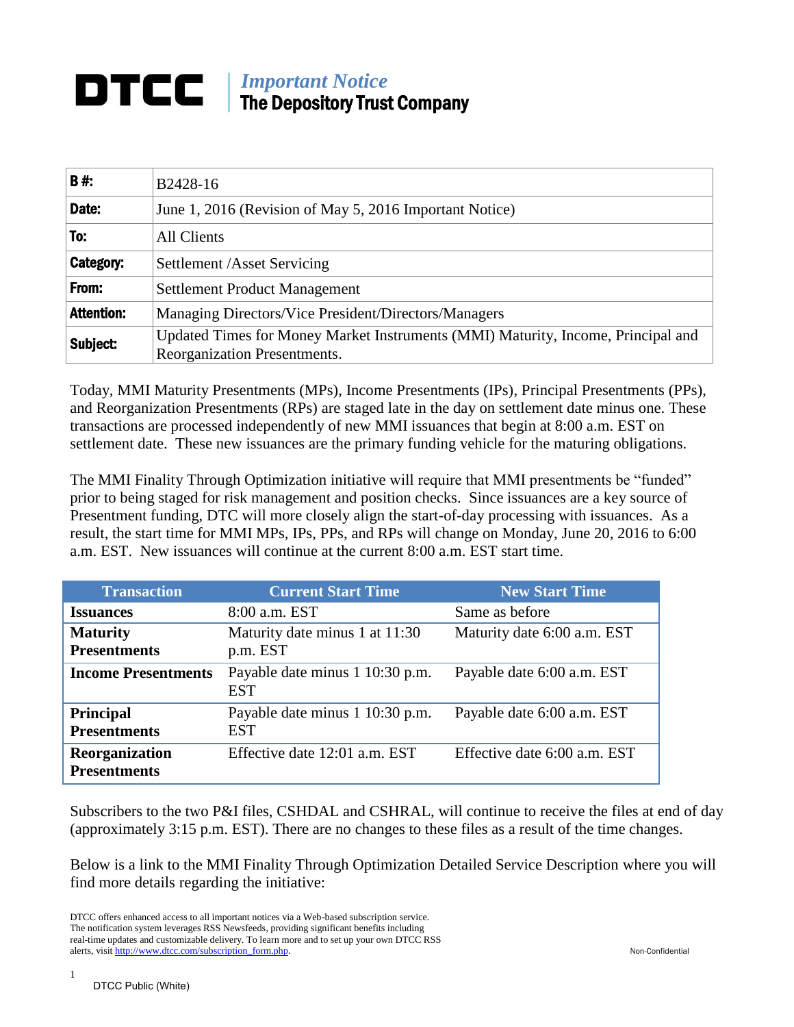**DTCC** | *Important Notice*
**The Depository Trust Company**

| | |
|---|---|
| **B #:** | B2428-16 |
| **Date:** | June 1, 2016 (Revision of May 5, 2016 Important Notice) |
| **To:** | All Clients |
| **Category:** | Settlement /Asset Servicing |
| **From:** | Settlement Product Management |
| **Attention:** | Managing Directors/Vice President/Directors/Managers |
| **Subject:** | Updated Times for Money Market Instruments (MMI) Maturity, Income, Principal and Reorganization Presentments. |

Today, MMI Maturity Presentments (MPs), Income Presentments (IPs), Principal Presentments (PPs), and Reorganization Presentments (RPs) are staged late in the day on settlement date minus one. These transactions are processed independently of new MMI issuances that begin at 8:00 a.m. EST on settlement date. These new issuances are the primary funding vehicle for the maturing obligations.

The MMI Finality Through Optimization initiative will require that MMI presentments be "funded" prior to being staged for risk management and position checks. Since issuances are a key source of Presentment funding, DTC will more closely align the start-of-day processing with issuances. As a result, the start time for MMI MPs, IPs, PPs, and RPs will change on Monday, June 20, 2016 to 6:00 a.m. EST. New issuances will continue at the current 8:00 a.m. EST start time.

| Transaction | Current Start Time | New Start Time |
|---|---|---|
| **Issuances** | 8:00 a.m. EST | Same as before |
| **Maturity Presentments** | Maturity date minus 1 at 11:30 p.m. EST | Maturity date 6:00 a.m. EST |
| **Income Presentments** | Payable date minus 1 10:30 p.m. EST | Payable date 6:00 a.m. EST |
| **Principal Presentments** | Payable date minus 1 10:30 p.m. EST | Payable date 6:00 a.m. EST |
| **Reorganization Presentments** | Effective date 12:01 a.m. EST | Effective date 6:00 a.m. EST |

Subscribers to the two P&I files, CSHDAL and CSHRAL, will continue to receive the files at end of day (approximately 3:15 p.m. EST). There are no changes to these files as a result of the time changes.

Below is a link to the MMI Finality Through Optimization Detailed Service Description where you will find more details regarding the initiative:

DTCC offers enhanced access to all important notices via a Web-based subscription service. The notification system leverages RSS Newsfeeds, providing significant benefits including real-time updates and customizable delivery. To learn more and to set up your own DTCC RSS alerts, visit http://www.dtcc.com/subscription_form.php.

Non-Confidential

DTCC Public (White)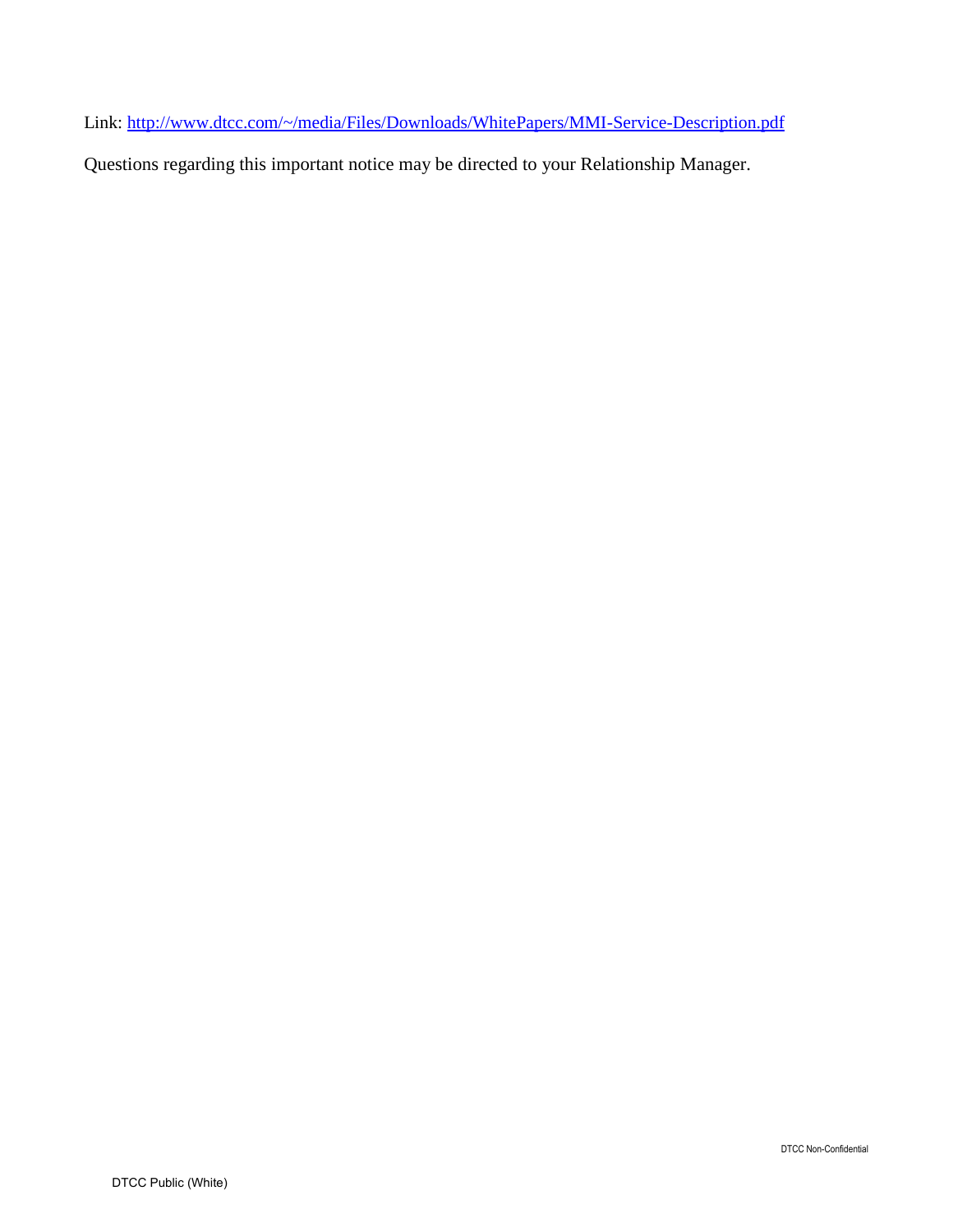Link: [http://www.dtcc.com/~/media/Files/Downloads/WhitePapers/MMI-Service-Description.pdf](http://www.dtcc.com/~/media/Files/Downloads/WhitePapers/MMI-Service-Description.pdf)

Questions regarding this important notice may be directed to your Relationship Manager.